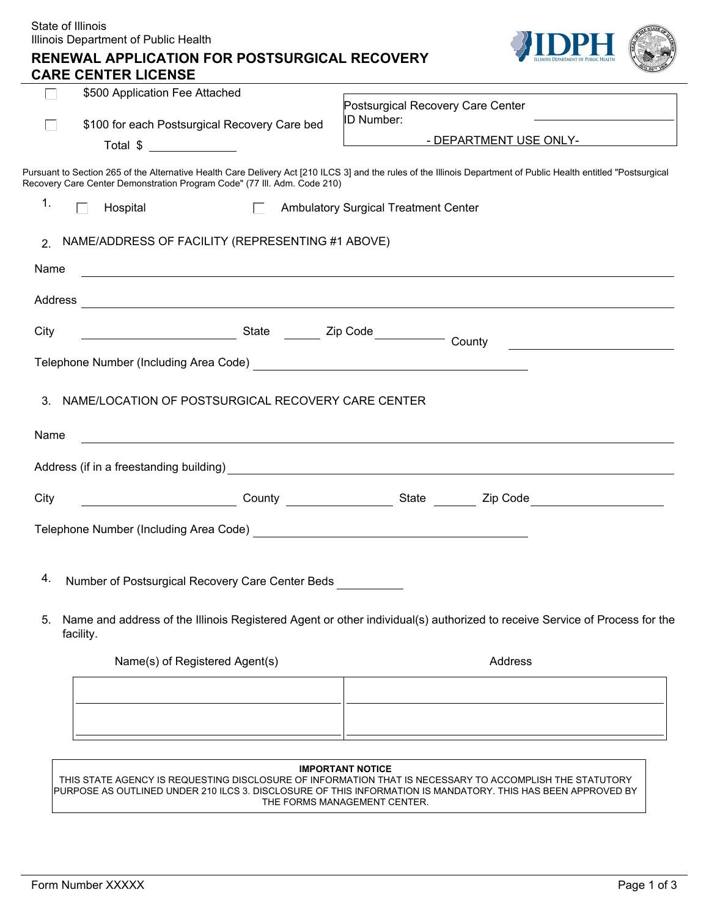State of Illinois
Illinois Department of Public Health

# RENEWAL APPLICATION FOR POSTSURGICAL RECOVERY CARE CENTER LICENSE

☐ $500 Application Fee Attached

☐ $100 for each Postsurgical Recovery Care bed

Total $ ____________

Postsurgical Recovery Care Center ID Number: ____________

- DEPARTMENT USE ONLY-

Pursuant to Section 265 of the Alternative Health Care Delivery Act [210 ILCS 3] and the rules of the Illinois Department of Public Health entitled "Postsurgical Recovery Care Center Demonstration Program Code" (77 Ill. Adm. Code 210)

1. ☐ Hospital ☐ Ambulatory Surgical Treatment Center

2. NAME/ADDRESS OF FACILITY (REPRESENTING #1 ABOVE)

Name ____________

Address ____________

City ____________ State ______ Zip Code ____________ County ____________

Telephone Number (Including Area Code) ____________

3. NAME/LOCATION OF POSTSURGICAL RECOVERY CARE CENTER

Name ____________

Address (if in a freestanding building) ____________

City ____________ County ____________ State ______ Zip Code ____________

Telephone Number (Including Area Code) ____________

4. Number of Postsurgical Recovery Care Center Beds ____________

5. Name and address of the Illinois Registered Agent or other individual(s) authorized to receive Service of Process for the facility.

| Name(s) of Registered Agent(s) | Address |
| --- | --- |
| | |
| | |

**IMPORTANT NOTICE**
THIS STATE AGENCY IS REQUESTING DISCLOSURE OF INFORMATION THAT IS NECESSARY TO ACCOMPLISH THE STATUTORY PURPOSE AS OUTLINED UNDER 210 ILCS 3. DISCLOSURE OF THIS INFORMATION IS MANDATORY. THIS HAS BEEN APPROVED BY THE FORMS MANAGEMENT CENTER.

Form Number XXXXX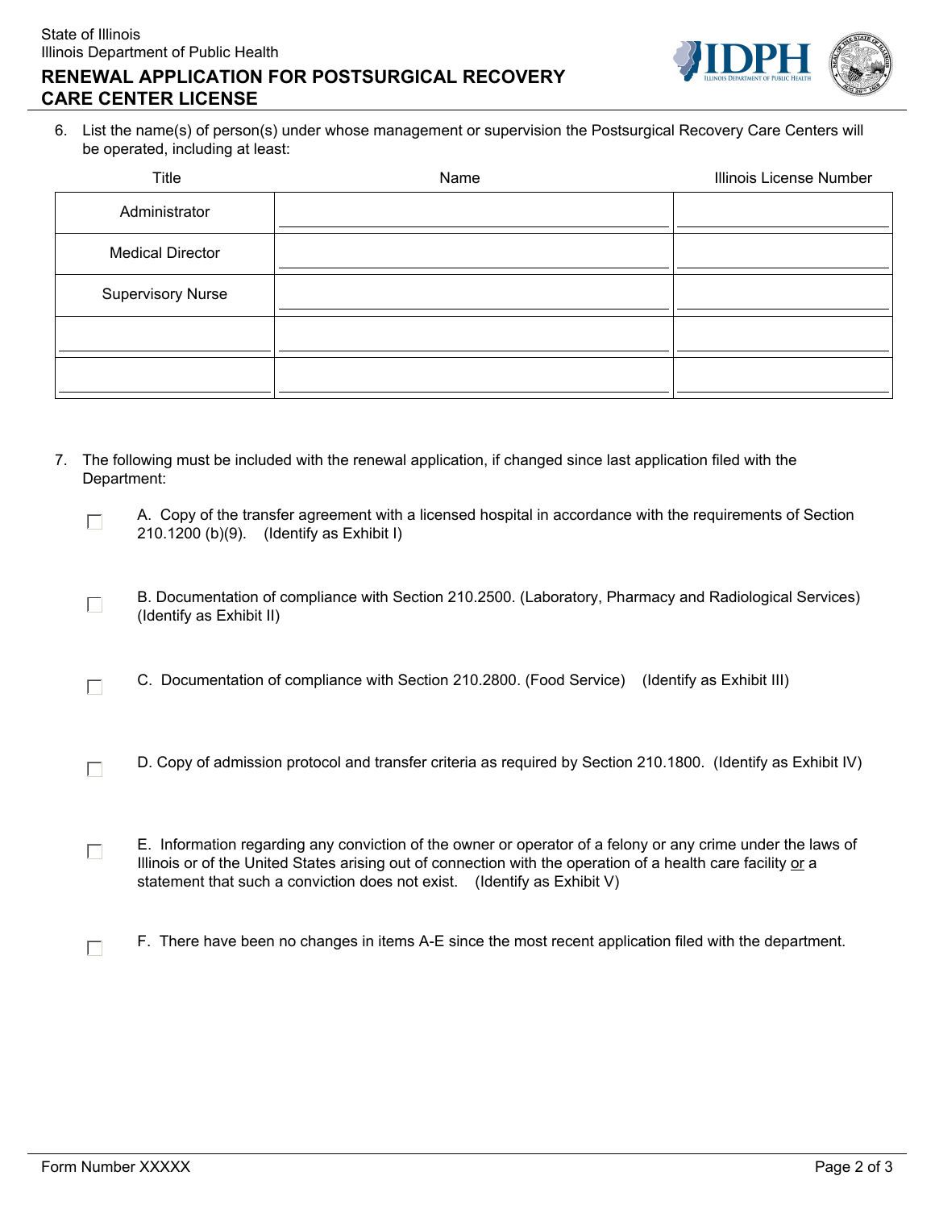6. List the name(s) of person(s) under whose management or supervision the Postsurgical Recovery Care Centers will be operated, including at least:

| Title | Name | Illinois License Number |
|---|---|---|
| Administrator | | |
| Medical Director | | |
| Supervisory Nurse | | |
| | | |
| | | |

7. The following must be included with the renewal application, if changed since last application filed with the Department:

- ☐ A. Copy of the transfer agreement with a licensed hospital in accordance with the requirements of Section 210.1200 (b)(9). (Identify as Exhibit I)

- ☐ B. Documentation of compliance with Section 210.2500. (Laboratory, Pharmacy and Radiological Services) (Identify as Exhibit II)

- ☐ C. Documentation of compliance with Section 210.2800. (Food Service) (Identify as Exhibit III)

- ☐ D. Copy of admission protocol and transfer criteria as required by Section 210.1800. (Identify as Exhibit IV)

- ☐ E. Information regarding any conviction of the owner or operator of a felony or any crime under the laws of Illinois or of the United States arising out of connection with the operation of a health care facility <u>or</u> a statement that such a conviction does not exist. (Identify as Exhibit V)

- ☐ F. There have been no changes in items A-E since the most recent application filed with the department.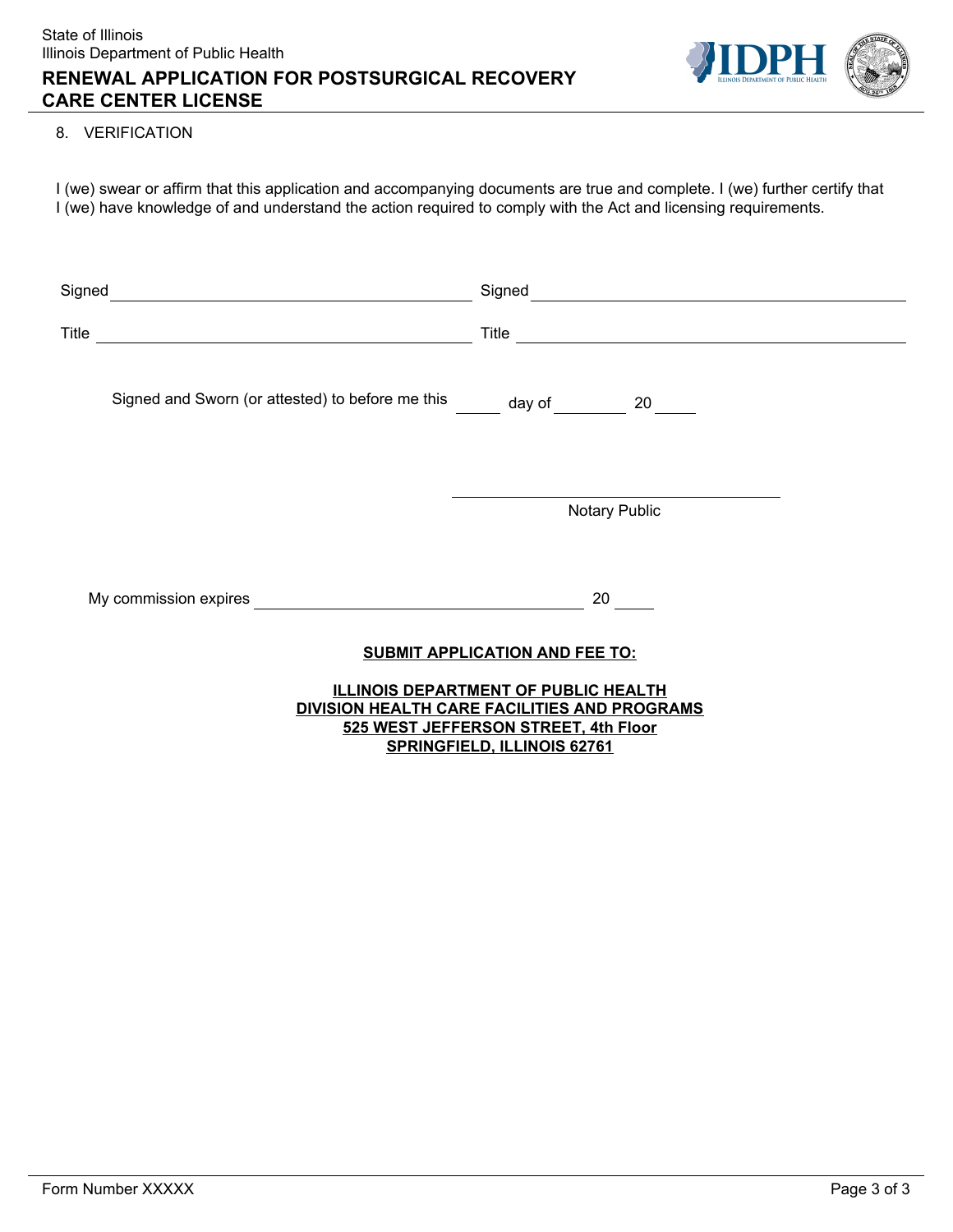8. VERIFICATION

I (we) swear or affirm that this application and accompanying documents are true and complete. I (we) further certify that I (we) have knowledge of and understand the action required to comply with the Act and licensing requirements.

Signed ______________________________ Signed ______________________________

Title ______________________________ Title ______________________________

Signed and Sworn (or attested) to before me this _____ day of _________ 20 _____

______________________________
Notary Public

My commission expires ______________________________ 20 _____

**SUBMIT APPLICATION AND FEE TO:**

**ILLINOIS DEPARTMENT OF PUBLIC HEALTH**
**DIVISION HEALTH CARE FACILITIES AND PROGRAMS**
**525 WEST JEFFERSON STREET, 4th Floor**
**SPRINGFIELD, ILLINOIS 62761**

Form Number XXXXX